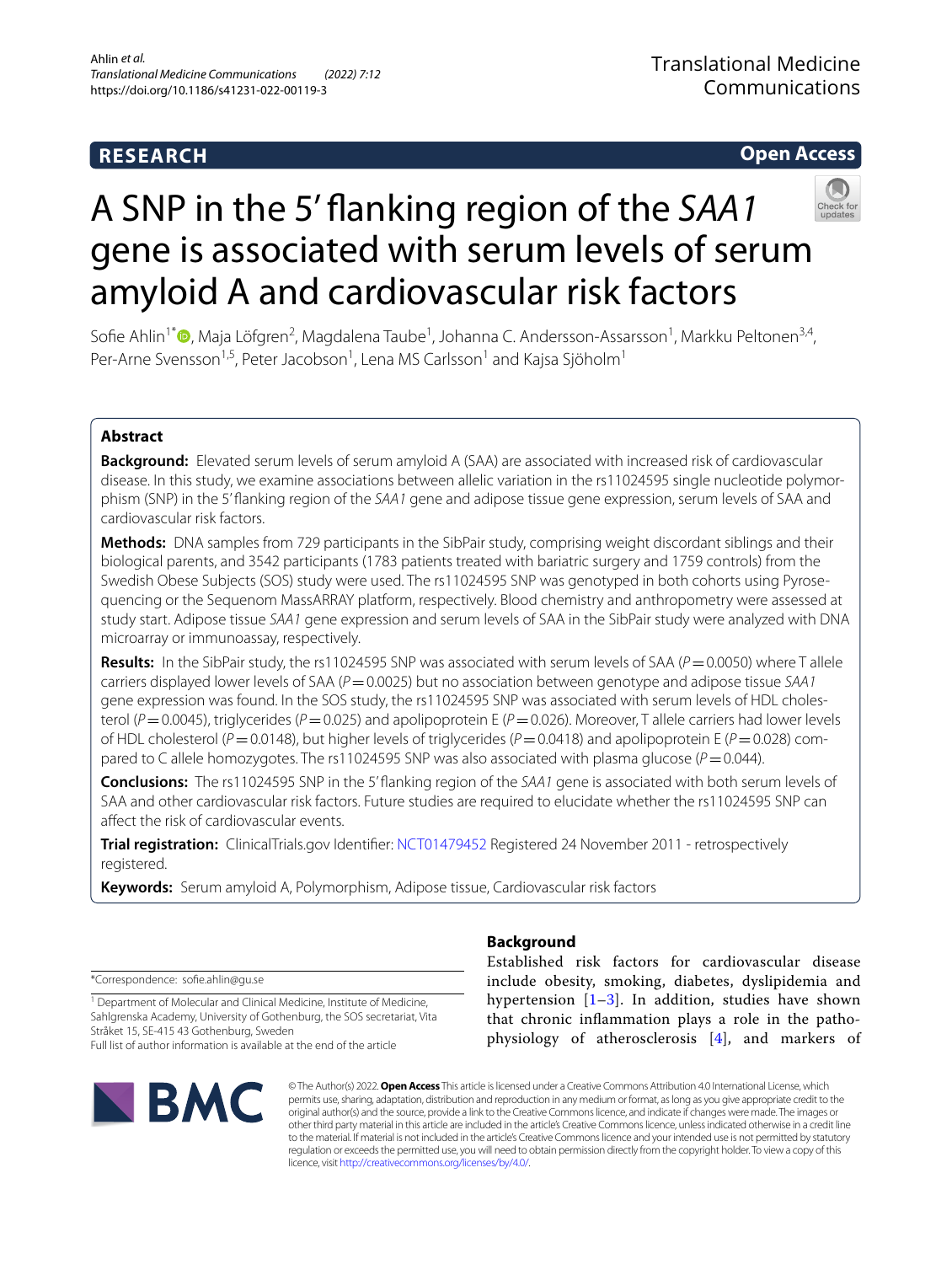RESEARCH

Open Access

# A SNP in the 5′ flanking region of the *SAA1* gene is associated with serum levels of serum amyloid A and cardiovascular risk factors

Sofie Ahlin[1*], Maja Löfgren[2], Magdalena Taube[1], Johanna C. Andersson-Assarsson[1], Markku Peltonen[3,4], Per-Arne Svensson[1,5], Peter Jacobson[1], Lena MS Carlsson[1] and Kajsa Sjöholm[1]

## Abstract

**Background:** Elevated serum levels of serum amyloid A (SAA) are associated with increased risk of cardiovascular disease. In this study, we examine associations between allelic variation in the rs11024595 single nucleotide polymorphism (SNP) in the 5′ flanking region of the *SAA1* gene and adipose tissue gene expression, serum levels of SAA and cardiovascular risk factors.

**Methods:** DNA samples from 729 participants in the SibPair study, comprising weight discordant siblings and their biological parents, and 3542 participants (1783 patients treated with bariatric surgery and 1759 controls) from the Swedish Obese Subjects (SOS) study were used. The rs11024595 SNP was genotyped in both cohorts using Pyrosequencing or the Sequenom MassARRAY platform, respectively. Blood chemistry and anthropometry were assessed at study start. Adipose tissue *SAA1* gene expression and serum levels of SAA in the SibPair study were analyzed with DNA microarray or immunoassay, respectively.

**Results:** In the SibPair study, the rs11024595 SNP was associated with serum levels of SAA ($P = 0.0050$) where T allele carriers displayed lower levels of SAA ($P = 0.0025$) but no association between genotype and adipose tissue *SAA1* gene expression was found. In the SOS study, the rs11024595 SNP was associated with serum levels of HDL cholesterol ($P = 0.0045$), triglycerides ($P = 0.025$) and apolipoprotein E ($P = 0.026$). Moreover, T allele carriers had lower levels of HDL cholesterol ($P = 0.0148$), but higher levels of triglycerides ($P = 0.0418$) and apolipoprotein E ($P = 0.028$) compared to C allele homozygotes. The rs11024595 SNP was also associated with plasma glucose ($P = 0.044$).

**Conclusions:** The rs11024595 SNP in the 5′ flanking region of the *SAA1* gene is associated with both serum levels of SAA and other cardiovascular risk factors. Future studies are required to elucidate whether the rs11024595 SNP can affect the risk of cardiovascular events.

**Trial registration:** ClinicalTrials.gov Identifier: NCT01479452 Registered 24 November 2011 - retrospectively registered.

**Keywords:** Serum amyloid A, Polymorphism, Adipose tissue, Cardiovascular risk factors

## Background

Established risk factors for cardiovascular disease include obesity, smoking, diabetes, dyslipidemia and hypertension [1–3]. In addition, studies have shown that chronic inflammation plays a role in the pathophysiology of atherosclerosis [4], and markers of

*Correspondence: sofie.ahlin@gu.se

[1] Department of Molecular and Clinical Medicine, Institute of Medicine, Sahlgrenska Academy, University of Gothenburg, the SOS secretariat, Vita Stråket 15, SE-415 43 Gothenburg, Sweden

Full list of author information is available at the end of the article

© The Author(s) 2022. **Open Access** This article is licensed under a Creative Commons Attribution 4.0 International License, which permits use, sharing, adaptation, distribution and reproduction in any medium or format, as long as you give appropriate credit to the original author(s) and the source, provide a link to the Creative Commons licence, and indicate if changes were made. The images or other third party material in this article are included in the article's Creative Commons licence, unless indicated otherwise in a credit line to the material. If material is not included in the article's Creative Commons licence and your intended use is not permitted by statutory regulation or exceeds the permitted use, you will need to obtain permission directly from the copyright holder. To view a copy of this licence, visit http://creativecommons.org/licenses/by/4.0/.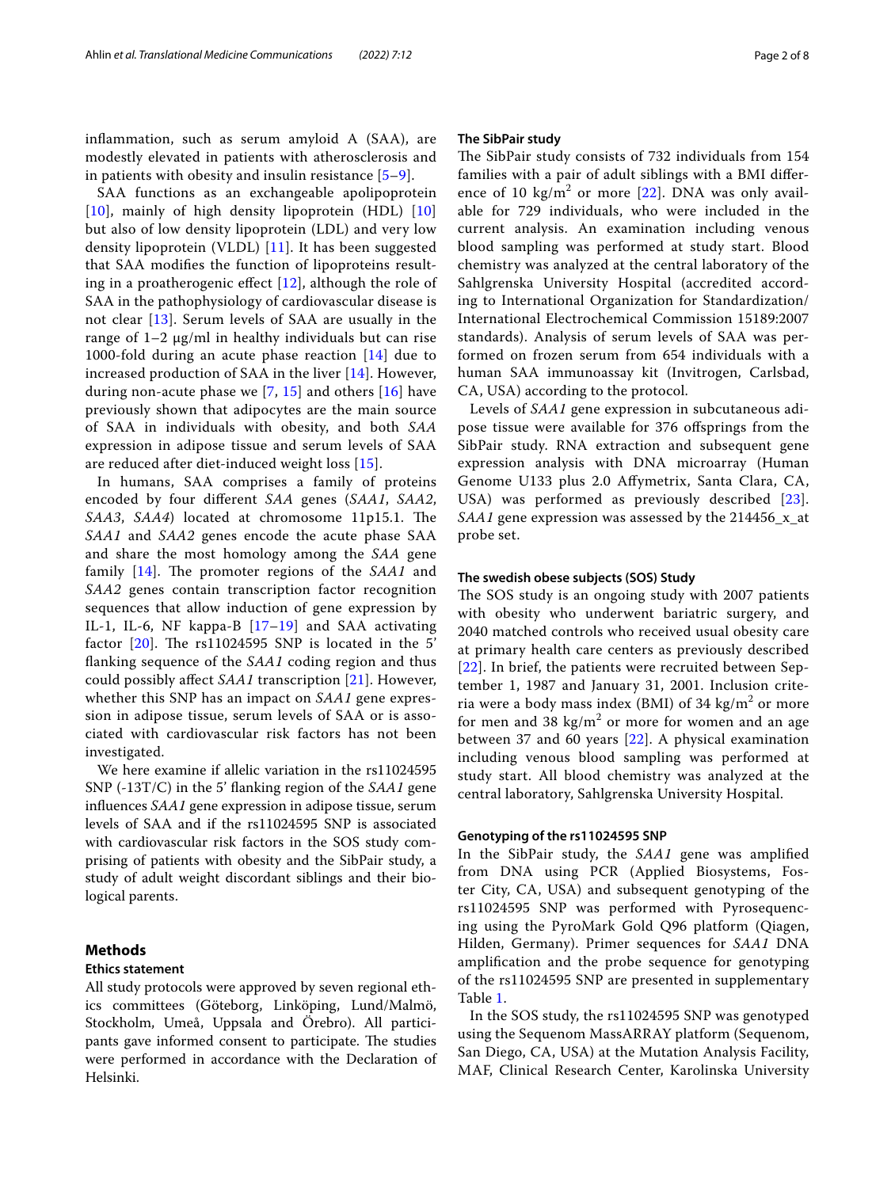inflammation, such as serum amyloid A (SAA), are modestly elevated in patients with atherosclerosis and in patients with obesity and insulin resistance [5–9].

SAA functions as an exchangeable apolipoprotein [10], mainly of high density lipoprotein (HDL) [10] but also of low density lipoprotein (LDL) and very low density lipoprotein (VLDL) [11]. It has been suggested that SAA modifies the function of lipoproteins resulting in a proatherogenic effect [12], although the role of SAA in the pathophysiology of cardiovascular disease is not clear [13]. Serum levels of SAA are usually in the range of 1–2 μg/ml in healthy individuals but can rise 1000-fold during an acute phase reaction [14] due to increased production of SAA in the liver [14]. However, during non-acute phase we [7, 15] and others [16] have previously shown that adipocytes are the main source of SAA in individuals with obesity, and both *SAA* expression in adipose tissue and serum levels of SAA are reduced after diet-induced weight loss [15].

In humans, SAA comprises a family of proteins encoded by four different *SAA* genes (*SAA1*, *SAA2*, *SAA3*, *SAA4*) located at chromosome 11p15.1. The *SAA1* and *SAA2* genes encode the acute phase SAA and share the most homology among the *SAA* gene family [14]. The promoter regions of the *SAA1* and *SAA2* genes contain transcription factor recognition sequences that allow induction of gene expression by IL-1, IL-6, NF kappa-B [17–19] and SAA activating factor [20]. The rs11024595 SNP is located in the 5' flanking sequence of the *SAA1* coding region and thus could possibly affect *SAA1* transcription [21]. However, whether this SNP has an impact on *SAA1* gene expression in adipose tissue, serum levels of SAA or is associated with cardiovascular risk factors has not been investigated.

We here examine if allelic variation in the rs11024595 SNP (-13T/C) in the 5' flanking region of the *SAA1* gene influences *SAA1* gene expression in adipose tissue, serum levels of SAA and if the rs11024595 SNP is associated with cardiovascular risk factors in the SOS study comprising of patients with obesity and the SibPair study, a study of adult weight discordant siblings and their biological parents.

## Methods

### Ethics statement

All study protocols were approved by seven regional ethics committees (Göteborg, Linköping, Lund/Malmö, Stockholm, Umeå, Uppsala and Örebro). All participants gave informed consent to participate. The studies were performed in accordance with the Declaration of Helsinki.

### The SibPair study

The SibPair study consists of 732 individuals from 154 families with a pair of adult siblings with a BMI difference of 10 $kg/m^2$ or more [22]. DNA was only available for 729 individuals, who were included in the current analysis. An examination including venous blood sampling was performed at study start. Blood chemistry was analyzed at the central laboratory of the Sahlgrenska University Hospital (accredited according to International Organization for Standardization/International Electrochemical Commission 15189:2007 standards). Analysis of serum levels of SAA was performed on frozen serum from 654 individuals with a human SAA immunoassay kit (Invitrogen, Carlsbad, CA, USA) according to the protocol.

Levels of *SAA1* gene expression in subcutaneous adipose tissue were available for 376 offsprings from the SibPair study. RNA extraction and subsequent gene expression analysis with DNA microarray (Human Genome U133 plus 2.0 Affymetrix, Santa Clara, CA, USA) was performed as previously described [23]. *SAA1* gene expression was assessed by the 214456_x_at probe set.

### The swedish obese subjects (SOS) Study

The SOS study is an ongoing study with 2007 patients with obesity who underwent bariatric surgery, and 2040 matched controls who received usual obesity care at primary health care centers as previously described [22]. In brief, the patients were recruited between September 1, 1987 and January 31, 2001. Inclusion criteria were a body mass index (BMI) of 34 $kg/m^2$ or more for men and 38 $kg/m^2$ or more for women and an age between 37 and 60 years [22]. A physical examination including venous blood sampling was performed at study start. All blood chemistry was analyzed at the central laboratory, Sahlgrenska University Hospital.

### Genotyping of the rs11024595 SNP

In the SibPair study, the *SAA1* gene was amplified from DNA using PCR (Applied Biosystems, Foster City, CA, USA) and subsequent genotyping of the rs11024595 SNP was performed with Pyrosequencing using the PyroMark Gold Q96 platform (Qiagen, Hilden, Germany). Primer sequences for *SAA1* DNA amplification and the probe sequence for genotyping of the rs11024595 SNP are presented in supplementary Table 1.

In the SOS study, the rs11024595 SNP was genotyped using the Sequenom MassARRAY platform (Sequenom, San Diego, CA, USA) at the Mutation Analysis Facility, MAF, Clinical Research Center, Karolinska University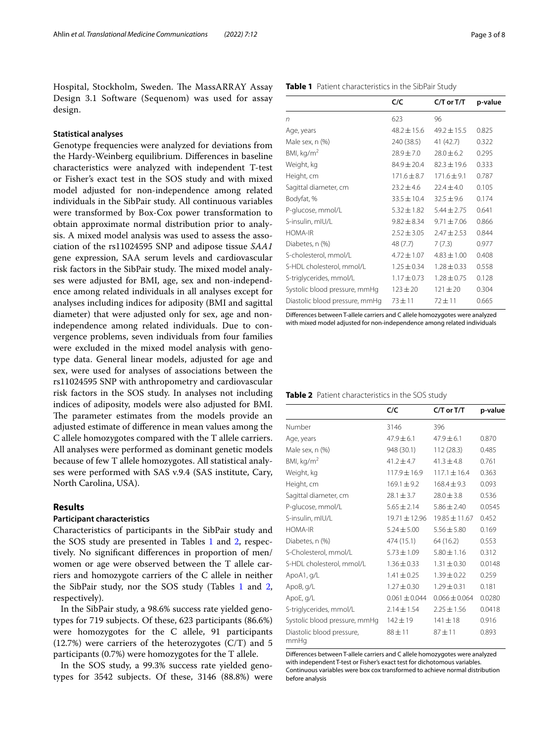Hospital, Stockholm, Sweden. The MassARRAY Assay Design 3.1 Software (Sequenom) was used for assay design.

### Statistical analyses

Genotype frequencies were analyzed for deviations from the Hardy-Weinberg equilibrium. Differences in baseline characteristics were analyzed with independent T-test or Fisher's exact test in the SOS study and with mixed model adjusted for non-independence among related individuals in the SibPair study. All continuous variables were transformed by Box-Cox power transformation to obtain approximate normal distribution prior to analysis. A mixed model analysis was used to assess the association of the rs11024595 SNP and adipose tissue *SAA1* gene expression, SAA serum levels and cardiovascular risk factors in the SibPair study. The mixed model analyses were adjusted for BMI, age, sex and non-independence among related individuals in all analyses except for analyses including indices for adiposity (BMI and sagittal diameter) that were adjusted only for sex, age and non-independence among related individuals. Due to convergence problems, seven individuals from four families were excluded in the mixed model analysis with genotype data. General linear models, adjusted for age and sex, were used for analyses of associations between the rs11024595 SNP with anthropometry and cardiovascular risk factors in the SOS study. In analyses not including indices of adiposity, models were also adjusted for BMI. The parameter estimates from the models provide an adjusted estimate of difference in mean values among the C allele homozygotes compared with the T allele carriers. All analyses were performed as dominant genetic models because of few T allele homozygotes. All statistical analyses were performed with SAS v.9.4 (SAS institute, Cary, North Carolina, USA).

## Results

### Participant characteristics

Characteristics of participants in the SibPair study and the SOS study are presented in Tables 1 and 2, respectively. No significant differences in proportion of men/women or age were observed between the T allele carriers and homozygote carriers of the C allele in neither the SibPair study, nor the SOS study (Tables 1 and 2, respectively).

In the SibPair study, a 98.6% success rate yielded genotypes for 719 subjects. Of these, 623 participants (86.6%) were homozygotes for the C allele, 91 participants (12.7%) were carriers of the heterozygotes (C/T) and 5 participants (0.7%) were homozygotes for the T allele.

In the SOS study, a 99.3% success rate yielded genotypes for 3542 subjects. Of these, 3146 (88.8%) were

**Table 1** Patient characteristics in the SibPair Study

| | C/C | C/T or T/T | p-value |
|---|---|---|---|
| *n* | 623 | 96 | |
| Age, years | 48.2 ± 15.6 | 49.2 ± 15.5 | 0.825 |
| Male sex, n (%) | 240 (38.5) | 41 (42.7) | 0.322 |
| BMI, kg/m$^2$ | 28.9 ± 7.0 | 28.0 ± 6.2 | 0.295 |
| Weight, kg | 84.9 ± 20.4 | 82.3 ± 19.6 | 0.333 |
| Height, cm | 171.6 ± 8.7 | 171.6 ± 9.1 | 0.787 |
| Sagittal diameter, cm | 23.2 ± 4.6 | 22.4 ± 4.0 | 0.105 |
| Bodyfat, % | 33.5 ± 10.4 | 32.5 ± 9.6 | 0.174 |
| P-glucose, mmol/L | 5.32 ± 1.82 | 5.44 ± 2.75 | 0.641 |
| S-insulin, mIU/L | 9.82 ± 8.34 | 9.71 ± 7.06 | 0.866 |
| HOMA-IR | 2.52 ± 3.05 | 2.47 ± 2.53 | 0.844 |
| Diabetes, n (%) | 48 (7.7) | 7 (7.3) | 0.977 |
| S-cholesterol, mmol/L | 4.72 ± 1.07 | 4.83 ± 1.00 | 0.408 |
| S-HDL cholesterol, mmol/L | 1.25 ± 0.34 | 1.28 ± 0.33 | 0.558 |
| S-triglycerides, mmol/L | 1.17 ± 0.73 | 1.28 ± 0.75 | 0.128 |
| Systolic blood pressure, mmHg | 123 ± 20 | 121 ± 20 | 0.304 |
| Diastolic blood pressure, mmHg | 73 ± 11 | 72 ± 11 | 0.665 |

Differences between T-allele carriers and C allele homozygotes were analyzed with mixed model adjusted for non-independence among related individuals

**Table 2** Patient characteristics in the SOS study

| | C/C | C/T or T/T | p-value |
|---|---|---|---|
| Number | 3146 | 396 | |
| Age, years | 47.9 ± 6.1 | 47.9 ± 6.1 | 0.870 |
| Male sex, n (%) | 948 (30.1) | 112 (28.3) | 0.485 |
| BMI, kg/m$^2$ | 41.2 ± 4.7 | 41.3 ± 4.8 | 0.761 |
| Weight, kg | 117.9 ± 16.9 | 117.1 ± 16.4 | 0.363 |
| Height, cm | 169.1 ± 9.2 | 168.4 ± 9.3 | 0.093 |
| Sagittal diameter, cm | 28.1 ± 3.7 | 28.0 ± 3.8 | 0.536 |
| P-glucose, mmol/L | 5.65 ± 2.14 | 5.86 ± 2.40 | 0.0545 |
| S-insulin, mIU/L | 19.71 ± 12.96 | 19.85 ± 11.67 | 0.452 |
| HOMA-IR | 5.24 ± 5.00 | 5.56 ± 5.80 | 0.169 |
| Diabetes, n (%) | 474 (15.1) | 64 (16.2) | 0.553 |
| S-Cholesterol, mmol/L | 5.73 ± 1.09 | 5.80 ± 1.16 | 0.312 |
| S-HDL cholesterol, mmol/L | 1.36 ± 0.33 | 1.31 ± 0.30 | 0.0148 |
| ApoA1, g/L | 1.41 ± 0.25 | 1.39 ± 0.22 | 0.259 |
| ApoB, g/L | 1.27 ± 0.30 | 1.29 ± 0.31 | 0.181 |
| ApoE, g/L | 0.061 ± 0.044 | 0.066 ± 0.064 | 0.0280 |
| S-triglycerides, mmol/L | 2.14 ± 1.54 | 2.25 ± 1.56 | 0.0418 |
| Systolic blood pressure, mmHg | 142 ± 19 | 141 ± 18 | 0.916 |
| Diastolic blood pressure, mmHg | 88 ± 11 | 87 ± 11 | 0.893 |

Differences between T-allele carriers and C allele homozygotes were analyzed with independent T-test or Fisher's exact test for dichotomous variables. Continuous variables were box cox transformed to achieve normal distribution before analysis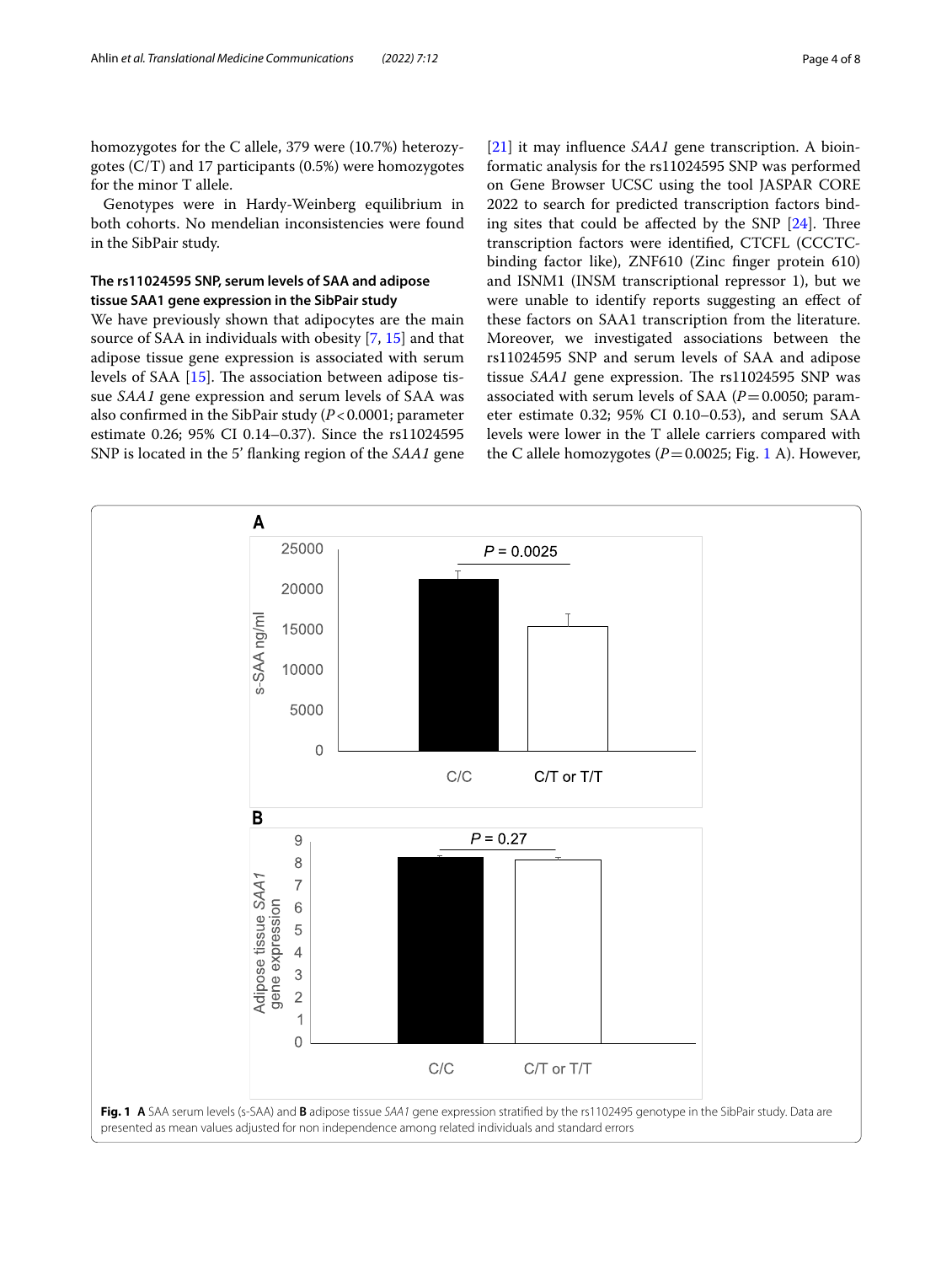homozygotes for the C allele, 379 were (10.7%) heterozygotes (C/T) and 17 participants (0.5%) were homozygotes for the minor T allele.

Genotypes were in Hardy-Weinberg equilibrium in both cohorts. No mendelian inconsistencies were found in the SibPair study.

### The rs11024595 SNP, serum levels of SAA and adipose tissue SAA1 gene expression in the SibPair study

We have previously shown that adipocytes are the main source of SAA in individuals with obesity [7, 15] and that adipose tissue gene expression is associated with serum levels of SAA [15]. The association between adipose tissue *SAA1* gene expression and serum levels of SAA was also confirmed in the SibPair study (*P* < 0.0001; parameter estimate 0.26; 95% CI 0.14–0.37). Since the rs11024595 SNP is located in the 5' flanking region of the *SAA1* gene [21] it may influence *SAA1* gene transcription. A bioinformatic analysis for the rs11024595 SNP was performed on Gene Browser UCSC using the tool JASPAR CORE 2022 to search for predicted transcription factors binding sites that could be affected by the SNP [24]. Three transcription factors were identified, CTCFL (CCCTC-binding factor like), ZNF610 (Zinc finger protein 610) and ISNM1 (INSM transcriptional repressor 1), but we were unable to identify reports suggesting an effect of these factors on SAA1 transcription from the literature. Moreover, we investigated associations between the rs11024595 SNP and serum levels of SAA and adipose tissue *SAA1* gene expression. The rs11024595 SNP was associated with serum levels of SAA (*P* = 0.0050; parameter estimate 0.32; 95% CI 0.10–0.53), and serum SAA levels were lower in the T allele carriers compared with the C allele homozygotes (*P* = 0.0025; Fig. 1 A). However,

**Fig. 1** **A** SAA serum levels (s-SAA) and **B** adipose tissue *SAA1* gene expression stratified by the rs1102495 genotype in the SibPair study. Data are presented as mean values adjusted for non independence among related individuals and standard errors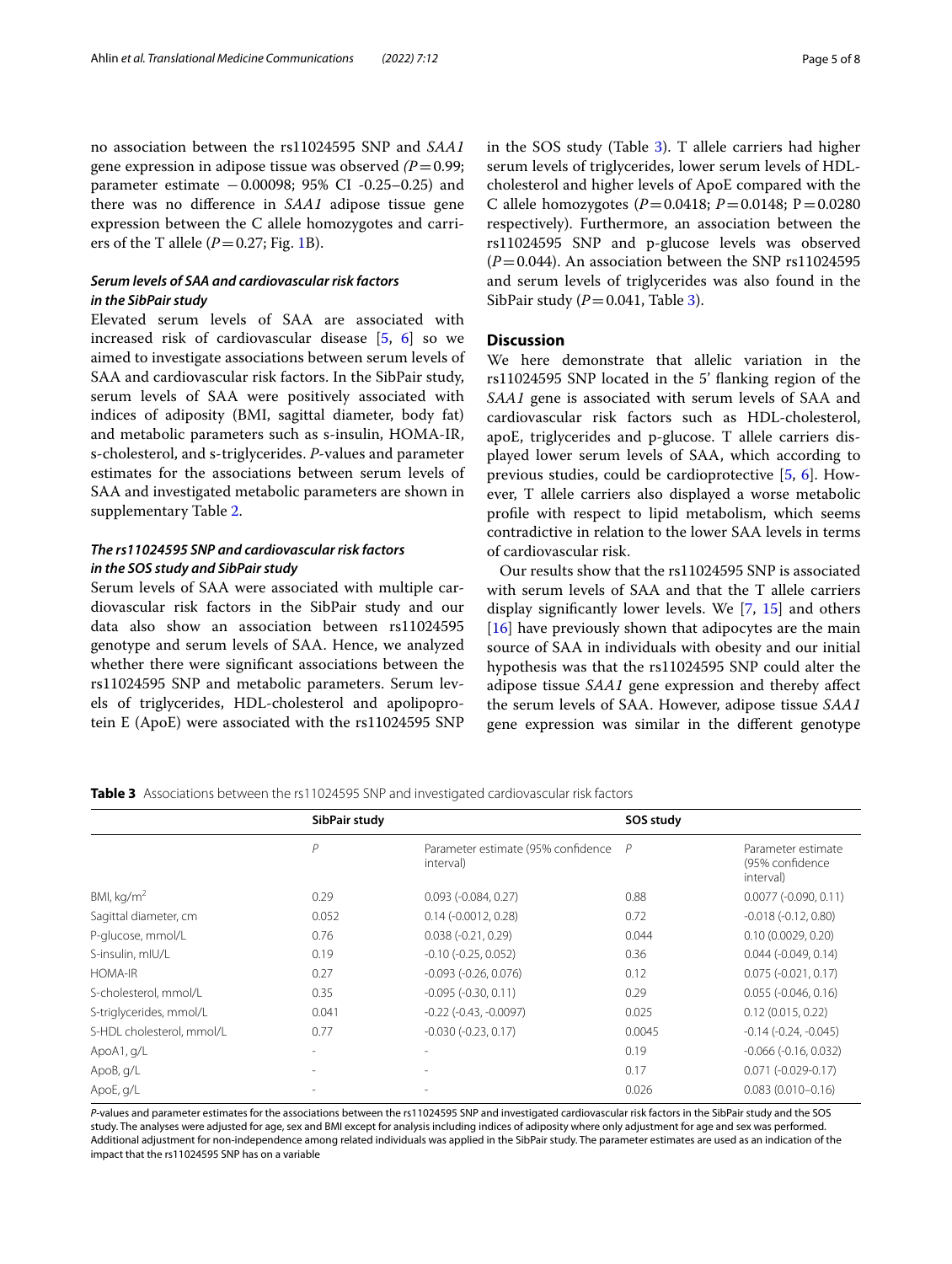no association between the rs11024595 SNP and *SAA1* gene expression in adipose tissue was observed (*P* = 0.99; parameter estimate −0.00098; 95% CI -0.25–0.25) and there was no difference in *SAA1* adipose tissue gene expression between the C allele homozygotes and carriers of the T allele (*P* = 0.27; Fig. 1B).

### *Serum levels of SAA and cardiovascular risk factors in the SibPair study*

Elevated serum levels of SAA are associated with increased risk of cardiovascular disease [5, 6] so we aimed to investigate associations between serum levels of SAA and cardiovascular risk factors. In the SibPair study, serum levels of SAA were positively associated with indices of adiposity (BMI, sagittal diameter, body fat) and metabolic parameters such as s-insulin, HOMA-IR, s-cholesterol, and s-triglycerides. *P*-values and parameter estimates for the associations between serum levels of SAA and investigated metabolic parameters are shown in supplementary Table 2.

### *The rs11024595 SNP and cardiovascular risk factors in the SOS study and SibPair study*

Serum levels of SAA were associated with multiple cardiovascular risk factors in the SibPair study and our data also show an association between rs11024595 genotype and serum levels of SAA. Hence, we analyzed whether there were significant associations between the rs11024595 SNP and metabolic parameters. Serum levels of triglycerides, HDL-cholesterol and apolipoprotein E (ApoE) were associated with the rs11024595 SNP in the SOS study (Table 3). T allele carriers had higher serum levels of triglycerides, lower serum levels of HDL-cholesterol and higher levels of ApoE compared with the C allele homozygotes (*P* = 0.0418; *P* = 0.0148; P = 0.0280 respectively). Furthermore, an association between the rs11024595 SNP and p-glucose levels was observed (*P* = 0.044). An association between the SNP rs11024595 and serum levels of triglycerides was also found in the SibPair study (*P* = 0.041, Table 3).

## Discussion

We here demonstrate that allelic variation in the rs11024595 SNP located in the 5' flanking region of the *SAA1* gene is associated with serum levels of SAA and cardiovascular risk factors such as HDL-cholesterol, apoE, triglycerides and p-glucose. T allele carriers displayed lower serum levels of SAA, which according to previous studies, could be cardioprotective [5, 6]. However, T allele carriers also displayed a worse metabolic profile with respect to lipid metabolism, which seems contradictive in relation to the lower SAA levels in terms of cardiovascular risk.

Our results show that the rs11024595 SNP is associated with serum levels of SAA and that the T allele carriers display significantly lower levels. We [7, 15] and others [16] have previously shown that adipocytes are the main source of SAA in individuals with obesity and our initial hypothesis was that the rs11024595 SNP could alter the adipose tissue *SAA1* gene expression and thereby affect the serum levels of SAA. However, adipose tissue *SAA1* gene expression was similar in the different genotype

**Table 3** Associations between the rs11024595 SNP and investigated cardiovascular risk factors

| | SibPair study | | SOS study | |
|---|---|---|---|---|
| | *P* | Parameter estimate (95% confidence interval) | *P* | Parameter estimate (95% confidence interval) |
| BMI, kg/m$^2$ | 0.29 | 0.093 (-0.084, 0.27) | 0.88 | 0.0077 (-0.090, 0.11) |
| Sagittal diameter, cm | 0.052 | 0.14 (-0.0012, 0.28) | 0.72 | -0.018 (-0.12, 0.80) |
| P-glucose, mmol/L | 0.76 | 0.038 (-0.21, 0.29) | 0.044 | 0.10 (0.0029, 0.20) |
| S-insulin, mIU/L | 0.19 | -0.10 (-0.25, 0.052) | 0.36 | 0.044 (-0.049, 0.14) |
| HOMA-IR | 0.27 | -0.093 (-0.26, 0.076) | 0.12 | 0.075 (-0.021, 0.17) |
| S-cholesterol, mmol/L | 0.35 | -0.095 (-0.30, 0.11) | 0.29 | 0.055 (-0.046, 0.16) |
| S-triglycerides, mmol/L | 0.041 | -0.22 (-0.43, -0.0097) | 0.025 | 0.12 (0.015, 0.22) |
| S-HDL cholesterol, mmol/L | 0.77 | -0.030 (-0.23, 0.17) | 0.0045 | -0.14 (-0.24, -0.045) |
| ApoA1, g/L | - | - | 0.19 | -0.066 (-0.16, 0.032) |
| ApoB, g/L | - | - | 0.17 | 0.071 (-0.029-0.17) |
| ApoE, g/L | - | - | 0.026 | 0.083 (0.010–0.16) |

*P*-values and parameter estimates for the associations between the rs11024595 SNP and investigated cardiovascular risk factors in the SibPair study and the SOS study. The analyses were adjusted for age, sex and BMI except for analysis including indices of adiposity where only adjustment for age and sex was performed. Additional adjustment for non-independence among related individuals was applied in the SibPair study. The parameter estimates are used as an indication of the impact that the rs11024595 SNP has on a variable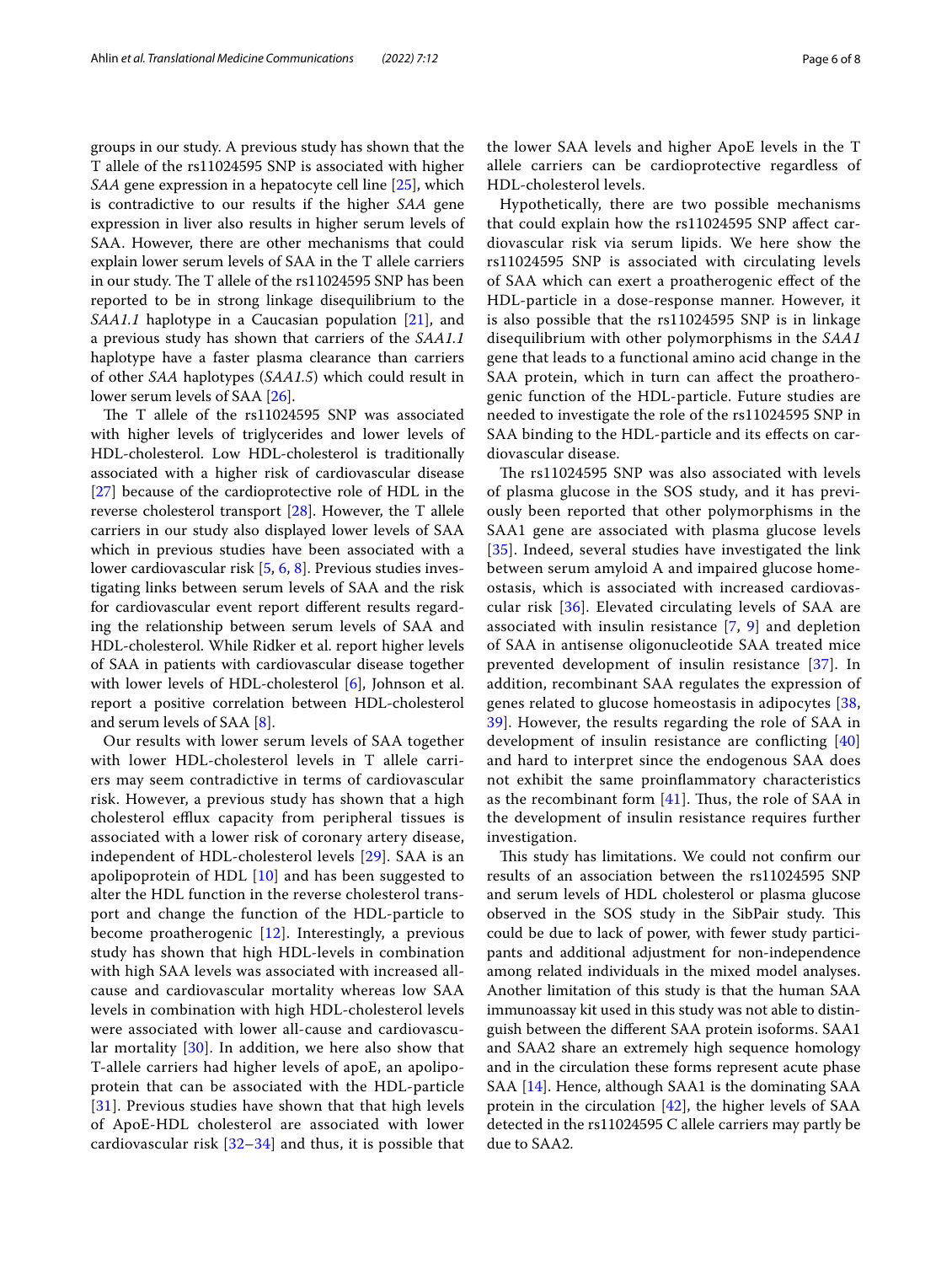groups in our study. A previous study has shown that the T allele of the rs11024595 SNP is associated with higher *SAA* gene expression in a hepatocyte cell line [25], which is contradictive to our results if the higher *SAA* gene expression in liver also results in higher serum levels of SAA. However, there are other mechanisms that could explain lower serum levels of SAA in the T allele carriers in our study. The T allele of the rs11024595 SNP has been reported to be in strong linkage disequilibrium to the *SAA1.1* haplotype in a Caucasian population [21], and a previous study has shown that carriers of the *SAA1.1* haplotype have a faster plasma clearance than carriers of other *SAA* haplotypes (*SAA1.5*) which could result in lower serum levels of SAA [26].

The T allele of the rs11024595 SNP was associated with higher levels of triglycerides and lower levels of HDL-cholesterol. Low HDL-cholesterol is traditionally associated with a higher risk of cardiovascular disease [27] because of the cardioprotective role of HDL in the reverse cholesterol transport [28]. However, the T allele carriers in our study also displayed lower levels of SAA which in previous studies have been associated with a lower cardiovascular risk [5, 6, 8]. Previous studies investigating links between serum levels of SAA and the risk for cardiovascular event report different results regarding the relationship between serum levels of SAA and HDL-cholesterol. While Ridker et al. report higher levels of SAA in patients with cardiovascular disease together with lower levels of HDL-cholesterol [6], Johnson et al. report a positive correlation between HDL-cholesterol and serum levels of SAA [8].

Our results with lower serum levels of SAA together with lower HDL-cholesterol levels in T allele carriers may seem contradictive in terms of cardiovascular risk. However, a previous study has shown that a high cholesterol efflux capacity from peripheral tissues is associated with a lower risk of coronary artery disease, independent of HDL-cholesterol levels [29]. SAA is an apolipoprotein of HDL [10] and has been suggested to alter the HDL function in the reverse cholesterol transport and change the function of the HDL-particle to become proatherogenic [12]. Interestingly, a previous study has shown that high HDL-levels in combination with high SAA levels was associated with increased all-cause and cardiovascular mortality whereas low SAA levels in combination with high HDL-cholesterol levels were associated with lower all-cause and cardiovascular mortality [30]. In addition, we here also show that T-allele carriers had higher levels of apoE, an apolipoprotein that can be associated with the HDL-particle [31]. Previous studies have shown that high levels of ApoE-HDL cholesterol are associated with lower cardiovascular risk [32–34] and thus, it is possible that the lower SAA levels and higher ApoE levels in the T allele carriers can be cardioprotective regardless of HDL-cholesterol levels.

Hypothetically, there are two possible mechanisms that could explain how the rs11024595 SNP affect cardiovascular risk via serum lipids. We here show the rs11024595 SNP is associated with circulating levels of SAA which can exert a proatherogenic effect of the HDL-particle in a dose-response manner. However, it is also possible that the rs11024595 SNP is in linkage disequilibrium with other polymorphisms in the *SAA1* gene that leads to a functional amino acid change in the SAA protein, which in turn can affect the proatherogenic function of the HDL-particle. Future studies are needed to investigate the role of the rs11024595 SNP in SAA binding to the HDL-particle and its effects on cardiovascular disease.

The rs11024595 SNP was also associated with levels of plasma glucose in the SOS study, and it has previously been reported that other polymorphisms in the SAA1 gene are associated with plasma glucose levels [35]. Indeed, several studies have investigated the link between serum amyloid A and impaired glucose homeostasis, which is associated with increased cardiovascular risk [36]. Elevated circulating levels of SAA are associated with insulin resistance [7, 9] and depletion of SAA in antisense oligonucleotide SAA treated mice prevented development of insulin resistance [37]. In addition, recombinant SAA regulates the expression of genes related to glucose homeostasis in adipocytes [38, 39]. However, the results regarding the role of SAA in development of insulin resistance are conflicting [40] and hard to interpret since the endogenous SAA does not exhibit the same proinflammatory characteristics as the recombinant form [41]. Thus, the role of SAA in the development of insulin resistance requires further investigation.

This study has limitations. We could not confirm our results of an association between the rs11024595 SNP and serum levels of HDL cholesterol or plasma glucose observed in the SOS study in the SibPair study. This could be due to lack of power, with fewer study participants and additional adjustment for non-independence among related individuals in the mixed model analyses. Another limitation of this study is that the human SAA immunoassay kit used in this study was not able to distinguish between the different SAA protein isoforms. SAA1 and SAA2 share an extremely high sequence homology and in the circulation these forms represent acute phase SAA [14]. Hence, although SAA1 is the dominating SAA protein in the circulation [42], the higher levels of SAA detected in the rs11024595 C allele carriers may partly be due to SAA2.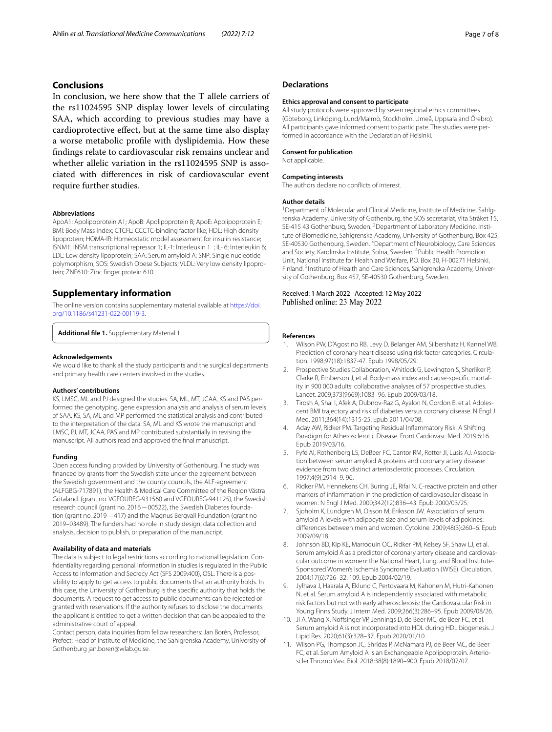## Conclusions

In conclusion, we here show that the T allele carriers of the rs11024595 SNP display lower levels of circulating SAA, which according to previous studies may have a cardioprotective effect, but at the same time also display a worse metabolic profile with dyslipidemia. How these findings relate to cardiovascular risk remains unclear and whether allelic variation in the rs11024595 SNP is associated with differences in risk of cardiovascular event require further studies.

#### Abbreviations

ApoA1: Apolipoprotein A1; ApoB: Apolipoprotein B; ApoE: Apolipoprotein E; BMI: Body Mass Index; CTCFL: CCCTC-binding factor like; HDL: High density lipoprotein; HOMA-IR: Homeostatic model assessment for insulin resistance; ISNM1: INSM transcriptional repressor 1; IL-1: Interleukin 1 ; IL- 6: Interleukin 6; LDL: Low density lipoprotein; SAA: Serum amyloid A; SNP: Single nucleotide polymorphism; SOS: Swedish Obese Subjects; VLDL: Very low density lipoprotein; ZNF610: Zinc finger protein 610.

## Supplementary information

The online version contains supplementary material available at https://doi.org/10.1186/s41231-022-00119-3.

**Additional file 1.** Supplementary Material 1

#### Acknowledgements

We would like to thank all the study participants and the surgical departments and primary health care centers involved in the studies.

#### Authors' contributions

KS, LMSC, ML and PJ designed the studies. SA, ML, MT, JCAA, KS and PAS performed the genotyping, gene expression analysis and analysis of serum levels of SAA. KS, SA, ML and MP performed the statistical analysis and contributed to the interpretation of the data. SA, ML and KS wrote the manuscript and LMSC, PJ, MT, JCAA, PAS and MP contributed substantially in revising the manuscript. All authors read and approved the final manuscript.

#### Funding

Open access funding provided by University of Gothenburg. The study was financed by grants from the Swedish state under the agreement between the Swedish government and the county councils, the ALF-agreement (ALFGBG-717891), the Health & Medical Care Committee of the Region Västra Götaland. (grant no. VGFOUREG-931560 and VGFOUREG-941125), the Swedish research council (grant no. 2016 – 00522), the Swedish Diabetes foundation (grant no. 2019 – 417) and the Magnus Bergvall Foundation (grant no 2019–03489). The funders had no role in study design, data collection and analysis, decision to publish, or preparation of the manuscript.

#### Availability of data and materials

The data is subject to legal restrictions according to national legislation. Confidentiality regarding personal information in studies is regulated in the Public Access to Information and Secrecy Act (SFS 2009:400), OSL. There is a possibility to apply to get access to public documents that an authority holds. In this case, the University of Gothenburg is the specific authority that holds the documents. A request to get access to public documents can be rejected or granted with reservations. If the authority refuses to disclose the documents the applicant is entitled to get a written decision that can be appealed to the administrative court of appeal.

Contact person, data inquiries from fellow researchers: Jan Borén, Professor, Prefect; Head of Institute of Medicine, the Sahlgrenska Academy, University of Gothenburg jan.boren@wlab.gu.se.

## Declarations

#### Ethics approval and consent to participate

All study protocols were approved by seven regional ethics committees (Göteborg, Linköping, Lund/Malmö, Stockholm, Umeå, Uppsala and Örebro). All participants gave informed consent to participate. The studies were performed in accordance with the Declaration of Helsinki.

#### Consent for publication

Not applicable.

#### Competing interests

The authors declare no conflicts of interest.

#### Author details

[1]Department of Molecular and Clinical Medicine, Institute of Medicine, Sahlgrenska Academy, University of Gothenburg, the SOS secretariat, Vita Stråket 15, SE-415 43 Gothenburg, Sweden. [2]Department of Laboratory Medicine, Institute of Biomedicine, Sahlgrenska Academy, University of Gothenburg, Box 425, SE-40530 Gothenburg, Sweden. [3]Department of Neurobiology, Care Sciences and Society, Karolinska Institute, Solna, Sweden. [4]Public Health Promotion Unit, National Institute for Health and Welfare, P.O. Box 30, FI-00271 Helsinki, Finland. [5]Institute of Health and Care Sciences, Sahlgrenska Academy, University of Gothenburg, Box 457, SE-40530 Gothenburg, Sweden.

Received: 1 March 2022 Accepted: 12 May 2022
Published online: 23 May 2022

#### References

1. Wilson PW, D'Agostino RB, Levy D, Belanger AM, Silbershatz H, Kannel WB. Prediction of coronary heart disease using risk factor categories. Circulation. 1998;97(18):1837-47. Epub 1998/05/29.
2. Prospective Studies Collaboration, Whitlock G, Lewington S, Sherliker P, Clarke R, Emberson J, et al. Body-mass index and cause-specific mortality in 900 000 adults: collaborative analyses of 57 prospective studies. Lancet. 2009;373(9669):1083–96. Epub 2009/03/18.
3. Tirosh A, Shai I, Afek A, Dubnov-Raz G, Ayalon N, Gordon B, et al. Adolescent BMI trajectory and risk of diabetes versus coronary disease. N Engl J Med. 2011;364(14):1315-25. Epub 2011/04/08.
4. Aday AW, Ridker PM. Targeting Residual Inflammatory Risk: A Shifting Paradigm for Atherosclerotic Disease. Front Cardiovasc Med. 2019;6:16. Epub 2019/03/16.
5. Fyfe AI, Rothenberg LS, DeBeer FC, Cantor RM, Rotter JI, Lusis AJ. Association between serum amyloid A proteins and coronary artery disease: evidence from two distinct arteriosclerotic processes. Circulation. 1997;4(9):2914–9. 96.
6. Ridker PM, Hennekens CH, Buring JE, Rifai N. C-reactive protein and other markers of inflammation in the prediction of cardiovascular disease in women. N Engl J Med. 2000;342(12):836–43. Epub 2000/03/25.
7. Sjoholm K, Lundgren M, Olsson M, Eriksson JW. Association of serum amyloid A levels with adipocyte size and serum levels of adipokines: differences between men and women. Cytokine. 2009;48(3):260–6. Epub 2009/09/18.
8. Johnson BD, Kip KE, Marroquin OC, Ridker PM, Kelsey SF, Shaw LJ, et al. Serum amyloid A as a predictor of coronary artery disease and cardiovascular outcome in women: the National Heart, Lung, and Blood Institute-Sponsored Women's Ischemia Syndrome Evaluation (WISE). Circulation. 2004;17(6):726–32. 109. Epub 2004/02/19.
9. Jylhava J, Haarala A, Eklund C, Pertovaara M, Kahonen M, Hutri-Kahonen N, et al. Serum amyloid A is independently associated with metabolic risk factors but not with early atherosclerosis: the Cardiovascular Risk in Young Finns Study. J Intern Med. 2009;266(3):286–95. Epub 2009/08/26.
10. Ji A, Wang X, Noffsinger VP, Jennings D, de Beer MC, de Beer FC, et al. Serum amyloid A is not incorporated into HDL during HDL biogenesis. J Lipid Res. 2020;61(3):328–37. Epub 2020/01/10.
11. Wilson PG, Thompson JC, Shridas P, McNamara PJ, de Beer MC, de Beer FC, et al. Serum Amyloid A Is an Exchangeable Apolipoprotein. Arterioscler Thromb Vasc Biol. 2018;38(8):1890–900. Epub 2018/07/07.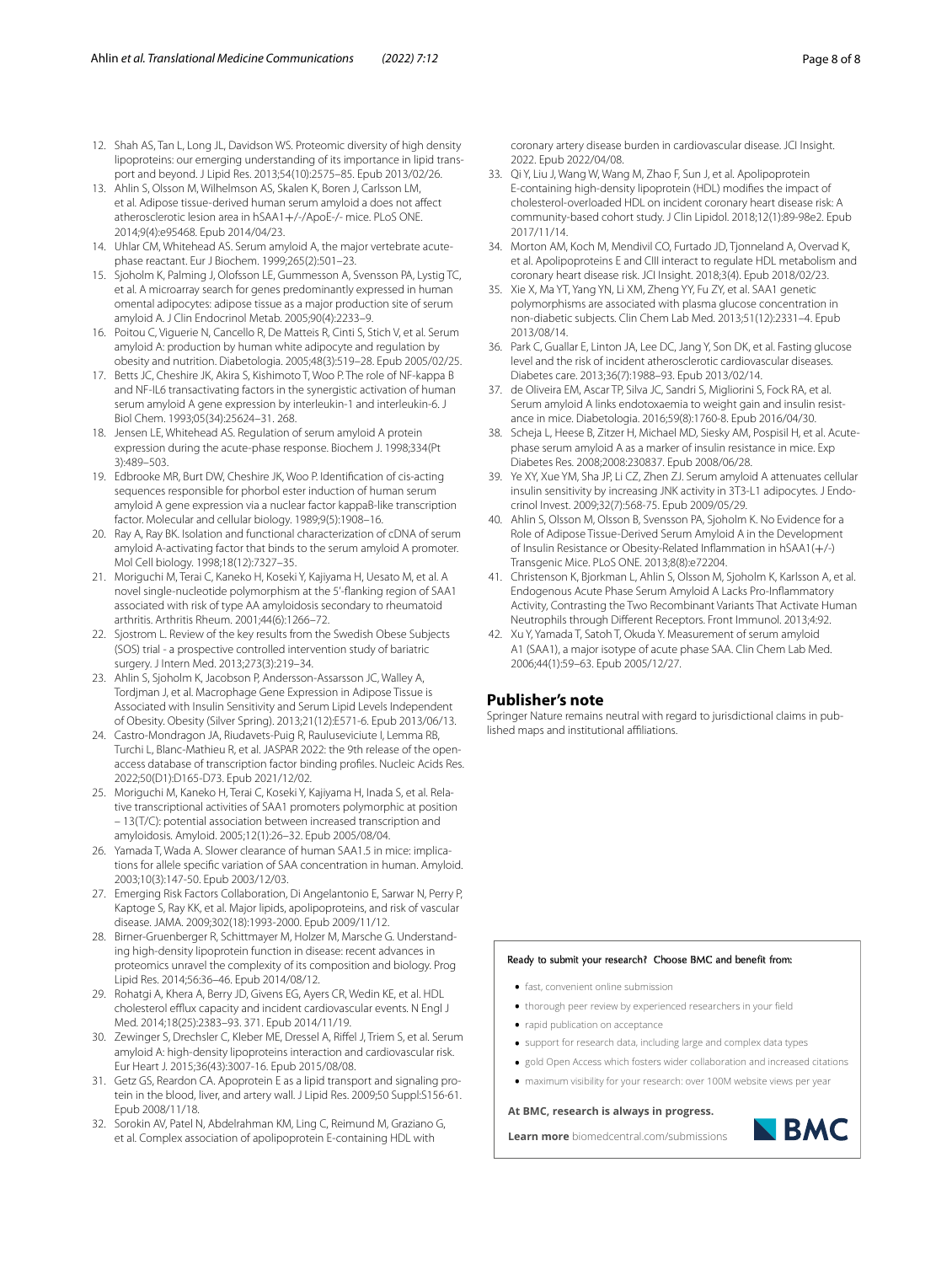12. Shah AS, Tan L, Long JL, Davidson WS. Proteomic diversity of high density lipoproteins: our emerging understanding of its importance in lipid transport and beyond. J Lipid Res. 2013;54(10):2575–85. Epub 2013/02/26.
13. Ahlin S, Olsson M, Wilhelmson AS, Skalen K, Boren J, Carlsson LM, et al. Adipose tissue-derived human serum amyloid a does not affect atherosclerotic lesion area in hSAA1+/-/ApoE-/- mice. PLoS ONE. 2014;9(4):e95468. Epub 2014/04/23.
14. Uhlar CM, Whitehead AS. Serum amyloid A, the major vertebrate acute-phase reactant. Eur J Biochem. 1999;265(2):501–23.
15. Sjoholm K, Palming J, Olofsson LE, Gummesson A, Svensson PA, Lystig TC, et al. A microarray search for genes predominantly expressed in human omental adipocytes: adipose tissue as a major production site of serum amyloid A. J Clin Endocrinol Metab. 2005;90(4):2233–9.
16. Poitou C, Viguerie N, Cancello R, De Matteis R, Cinti S, Stich V, et al. Serum amyloid A: production by human white adipocyte and regulation by obesity and nutrition. Diabetologia. 2005;48(3):519–28. Epub 2005/02/25.
17. Betts JC, Cheshire JK, Akira S, Kishimoto T, Woo P. The role of NF-kappa B and NF-IL6 transactivating factors in the synergistic activation of human serum amyloid A gene expression by interleukin-1 and interleukin-6. J Biol Chem. 1993;05(34):25624–31. 268.
18. Jensen LE, Whitehead AS. Regulation of serum amyloid A protein expression during the acute-phase response. Biochem J. 1998;334(Pt 3):489–503.
19. Edbrooke MR, Burt DW, Cheshire JK, Woo P. Identification of cis-acting sequences responsible for phorbol ester induction of human serum amyloid A gene expression via a nuclear factor kappaB-like transcription factor. Molecular and cellular biology. 1989;9(5):1908–16.
20. Ray A, Ray BK. Isolation and functional characterization of cDNA of serum amyloid A-activating factor that binds to the serum amyloid A promoter. Mol Cell biology. 1998;18(12):7327–35.
21. Moriguchi M, Terai C, Kaneko H, Koseki Y, Kajiyama H, Uesato M, et al. A novel single-nucleotide polymorphism at the 5'-flanking region of SAA1 associated with risk of type AA amyloidosis secondary to rheumatoid arthritis. Arthritis Rheum. 2001;44(6):1266–72.
22. Sjostrom L. Review of the key results from the Swedish Obese Subjects (SOS) trial - a prospective controlled intervention study of bariatric surgery. J Intern Med. 2013;273(3):219–34.
23. Ahlin S, Sjoholm K, Jacobson P, Andersson-Assarsson JC, Walley A, Tordjman J, et al. Macrophage Gene Expression in Adipose Tissue is Associated with Insulin Sensitivity and Serum Lipid Levels Independent of Obesity. Obesity (Silver Spring). 2013;21(12):E571-6. Epub 2013/06/13.
24. Castro-Mondragon JA, Riudavets-Puig R, Rauluseviciute I, Lemma RB, Turchi L, Blanc-Mathieu R, et al. JASPAR 2022: the 9th release of the open-access database of transcription factor binding profiles. Nucleic Acids Res. 2022;50(D1):D165-D73. Epub 2021/12/02.
25. Moriguchi M, Kaneko H, Terai C, Koseki Y, Kajiyama H, Inada S, et al. Relative transcriptional activities of SAA1 promoters polymorphic at position – 13(T/C): potential association between increased transcription and amyloidosis. Amyloid. 2005;12(1):26–32. Epub 2005/08/04.
26. Yamada T, Wada A. Slower clearance of human SAA1.5 in mice: implications for allele specific variation of SAA concentration in human. Amyloid. 2003;10(3):147-50. Epub 2003/12/03.
27. Emerging Risk Factors Collaboration, Di Angelantonio E, Sarwar N, Perry P, Kaptoge S, Ray KK, et al. Major lipids, apolipoproteins, and risk of vascular disease. JAMA. 2009;302(18):1993-2000. Epub 2009/11/12.
28. Birner-Gruenberger R, Schittmayer M, Holzer M, Marsche G. Understanding high-density lipoprotein function in disease: recent advances in proteomics unravel the complexity of its composition and biology. Prog Lipid Res. 2014;56:36–46. Epub 2014/08/12.
29. Rohatgi A, Khera A, Berry JD, Givens EG, Ayers CR, Wedin KE, et al. HDL cholesterol efflux capacity and incident cardiovascular events. N Engl J Med. 2014;18(25):2383–93. 371. Epub 2014/11/19.
30. Zewinger S, Drechsler C, Kleber ME, Dressel A, Riffel J, Triem S, et al. Serum amyloid A: high-density lipoproteins interaction and cardiovascular risk. Eur Heart J. 2015;36(43):3007-16. Epub 2015/08/08.
31. Getz GS, Reardon CA. Apoprotein E as a lipid transport and signaling protein in the blood, liver, and artery wall. J Lipid Res. 2009;50 Suppl:S156-61. Epub 2008/11/18.
32. Sorokin AV, Patel N, Abdelrahman KM, Ling C, Reimund M, Graziano G, et al. Complex association of apolipoprotein E-containing HDL with coronary artery disease burden in cardiovascular disease. JCI Insight. 2022. Epub 2022/04/08.
33. Qi Y, Liu J, Wang W, Wang M, Zhao F, Sun J, et al. Apolipoprotein E-containing high-density lipoprotein (HDL) modifies the impact of cholesterol-overloaded HDL on incident coronary heart disease risk: A community-based cohort study. J Clin Lipidol. 2018;12(1):89-98e2. Epub 2017/11/14.
34. Morton AM, Koch M, Mendivil CO, Furtado JD, Tjonneland A, Overvad K, et al. Apolipoproteins E and CIII interact to regulate HDL metabolism and coronary heart disease risk. JCI Insight. 2018;3(4). Epub 2018/02/23.
35. Xie X, Ma YT, Yang YN, Li XM, Zheng YY, Fu ZY, et al. SAA1 genetic polymorphisms are associated with plasma glucose concentration in non-diabetic subjects. Clin Chem Lab Med. 2013;51(12):2331–4. Epub 2013/08/14.
36. Park C, Guallar E, Linton JA, Lee DC, Jang Y, Son DK, et al. Fasting glucose level and the risk of incident atherosclerotic cardiovascular diseases. Diabetes care. 2013;36(7):1988–93. Epub 2013/02/14.
37. de Oliveira EM, Ascar TP, Silva JC, Sandri S, Migliorini S, Fock RA, et al. Serum amyloid A links endotoxaemia to weight gain and insulin resistance in mice. Diabetologia. 2016;59(8):1760-8. Epub 2016/04/30.
38. Scheja L, Heese B, Zitzer H, Michael MD, Siesky AM, Pospisil H, et al. Acute-phase serum amyloid A as a marker of insulin resistance in mice. Exp Diabetes Res. 2008;2008:230837. Epub 2008/06/28.
39. Ye XY, Xue YM, Sha JP, Li CZ, Zhen ZJ. Serum amyloid A attenuates cellular insulin sensitivity by increasing JNK activity in 3T3-L1 adipocytes. J Endocrinol Invest. 2009;32(7):568-75. Epub 2009/05/29.
40. Ahlin S, Olsson M, Olsson B, Svensson PA, Sjoholm K. No Evidence for a Role of Adipose Tissue-Derived Serum Amyloid A in the Development of Insulin Resistance or Obesity-Related Inflammation in hSAA1(+/-) Transgenic Mice. PLoS ONE. 2013;8(8):e72204.
41. Christenson K, Bjorkman L, Ahlin S, Olsson M, Sjoholm K, Karlsson A, et al. Endogenous Acute Phase Serum Amyloid A Lacks Pro-Inflammatory Activity, Contrasting the Two Recombinant Variants That Activate Human Neutrophils through Different Receptors. Front Immunol. 2013;4:92.
42. Xu Y, Yamada T, Satoh T, Okuda Y. Measurement of serum amyloid A1 (SAA1), a major isotype of acute phase SAA. Clin Chem Lab Med. 2006;44(1):59–63. Epub 2005/12/27.

## Publisher's note

Springer Nature remains neutral with regard to jurisdictional claims in published maps and institutional affiliations.

Ready to submit your research? Choose BMC and benefit from:

- fast, convenient online submission
- thorough peer review by experienced researchers in your field
- rapid publication on acceptance
- support for research data, including large and complex data types
- gold Open Access which fosters wider collaboration and increased citations
- maximum visibility for your research: over 100M website views per year

**At BMC, research is always in progress.**

**Learn more** biomedcentral.com/submissions

BMC